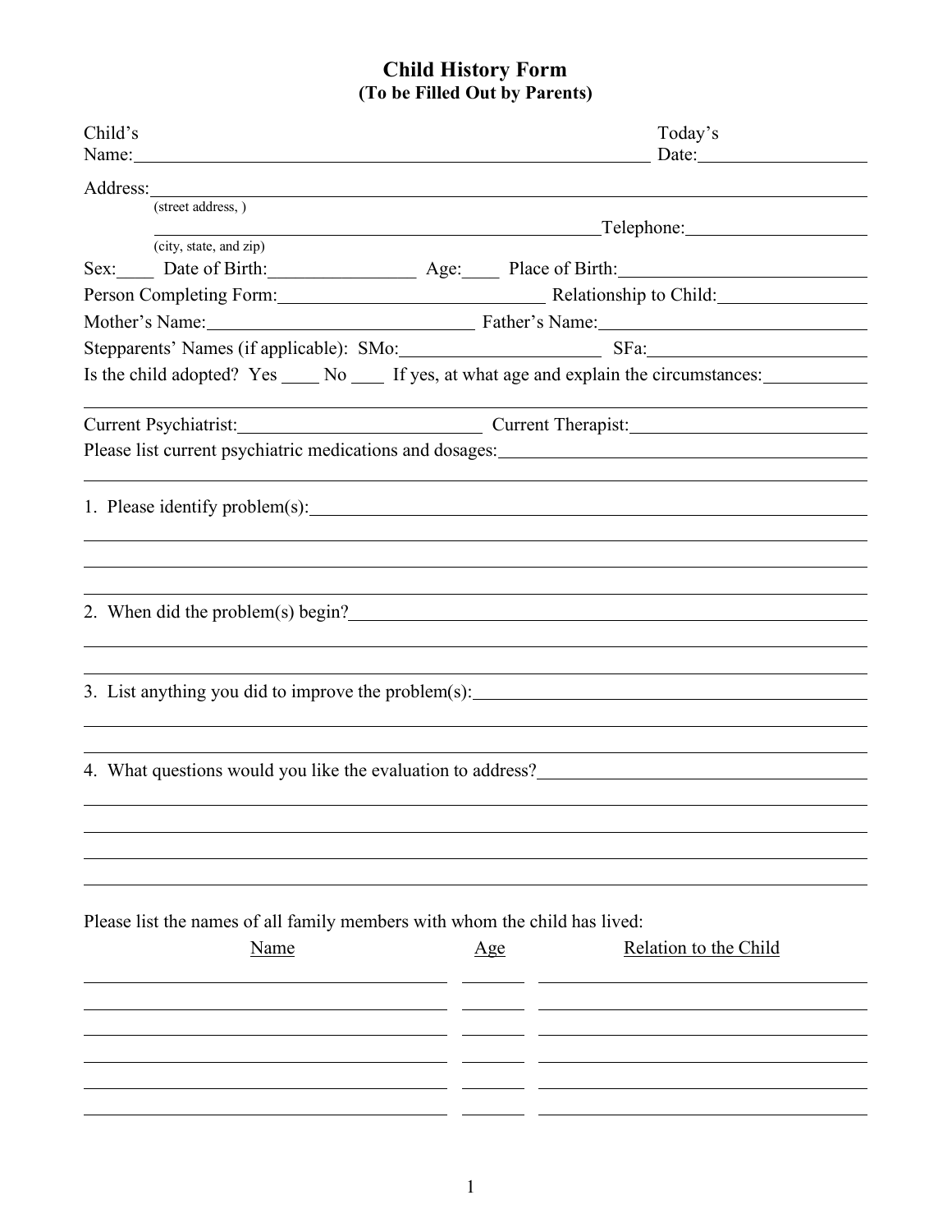# Child History Form
## (To be Filled Out by Parents)

Child's Name:________________________________________________ Today's Date:________________

Address:_______________________________________________________________________
(street address, )

_______________________________________________Telephone:________________
(city, state, and zip)

Sex:____ Date of Birth:______________ Age:____ Place of Birth:_______________________

Person Completing Form:__________________________ Relationship to Child:______________

Mother's Name:_________________________ Father's Name:___________________________

Stepparents' Names (if applicable): SMo:____________________ SFa:___________________

Is the child adopted? Yes ____ No ____ If yes, at what age and explain the circumstances:__________

_______________________________________________________________________________

Current Psychiatrist:________________________ Current Therapist:_______________________

Please list current psychiatric medications and dosages:____________________________________

_______________________________________________________________________________

1. Please identify problem(s):_____________________________________________________

_______________________________________________________________________________

_______________________________________________________________________________

_______________________________________________________________________________

2. When did the problem(s) begin?_________________________________________________

_______________________________________________________________________________

_______________________________________________________________________________

3. List anything you did to improve the problem(s):_______________________________________

_______________________________________________________________________________

_______________________________________________________________________________

4. What questions would you like the evaluation to address?_________________________________

_______________________________________________________________________________

_______________________________________________________________________________

_______________________________________________________________________________

_______________________________________________________________________________

Please list the names of all family members with whom the child has lived:

| Name | Age | Relation to the Child |
|---|---|---|
| | | |
| | | |
| | | |
| | | |
| | | |
| | | |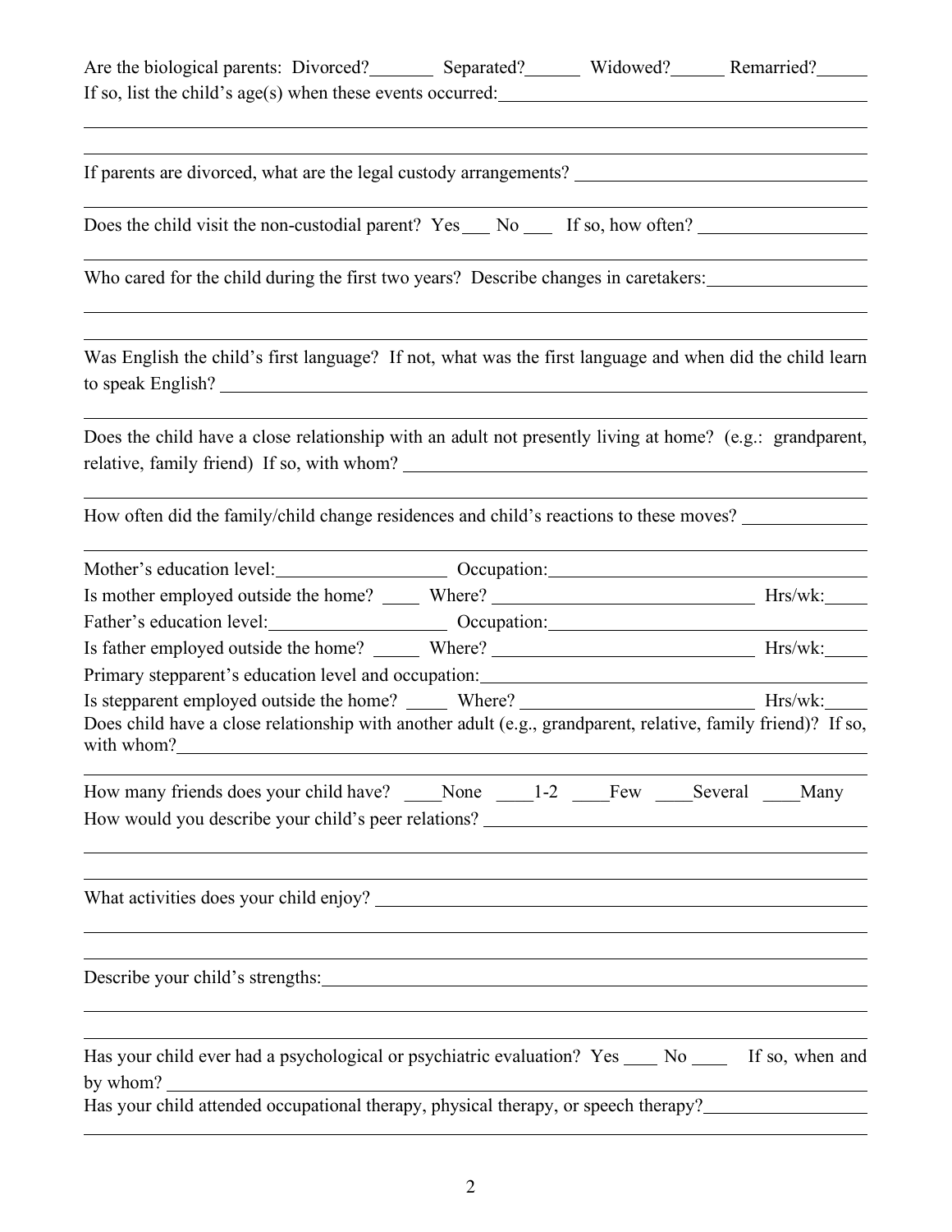Are the biological parents: Divorced?_______ Separated?______ Widowed?______ Remarried?_____

If so, list the child's age(s) when these events occurred:_________________________________________

_____________________________________________________________________________________

_____________________________________________________________________________________

If parents are divorced, what are the legal custody arrangements? ______________________________

_____________________________________________________________________________________

Does the child visit the non-custodial parent? Yes ___ No ___ If so, how often? __________________

_____________________________________________________________________________________

Who cared for the child during the first two years? Describe changes in caretakers:________________

_____________________________________________________________________________________

_____________________________________________________________________________________

Was English the child's first language? If not, what was the first language and when did the child learn to speak English? _____________________________________________________________________

_____________________________________________________________________________________

Does the child have a close relationship with an adult not presently living at home? (e.g.: grandparent, relative, family friend) If so, with whom? ___________________________________________________

_____________________________________________________________________________________

How often did the family/child change residences and child's reactions to these moves? _____________

_____________________________________________________________________________________

Mother's education level:__________________ Occupation:___________________________________

Is mother employed outside the home? ____ Where? ____________________________ Hrs/wk:_____

Father's education level:___________________ Occupation:___________________________________

Is father employed outside the home? _____ Where? ____________________________ Hrs/wk:_____

Primary stepparent's education level and occupation:___________________________________________

Is stepparent employed outside the home? _____ Where? ________________________ Hrs/wk:_____

Does child have a close relationship with another adult (e.g., grandparent, relative, family friend)? If so, with whom?_________________________________________________________________________

_____________________________________________________________________________________

How many friends does your child have? ____None ____1-2 ____Few ____Several ____Many

How would you describe your child's peer relations? _________________________________________

_____________________________________________________________________________________

_____________________________________________________________________________________

What activities does your child enjoy? _____________________________________________________

_____________________________________________________________________________________

_____________________________________________________________________________________

Describe your child's strengths:__________________________________________________________

_____________________________________________________________________________________

_____________________________________________________________________________________

Has your child ever had a psychological or psychiatric evaluation? Yes ____ No ____ If so, when and by whom? ___________________________________________________________________________

Has your child attended occupational therapy, physical therapy, or speech therapy?_________________

_____________________________________________________________________________________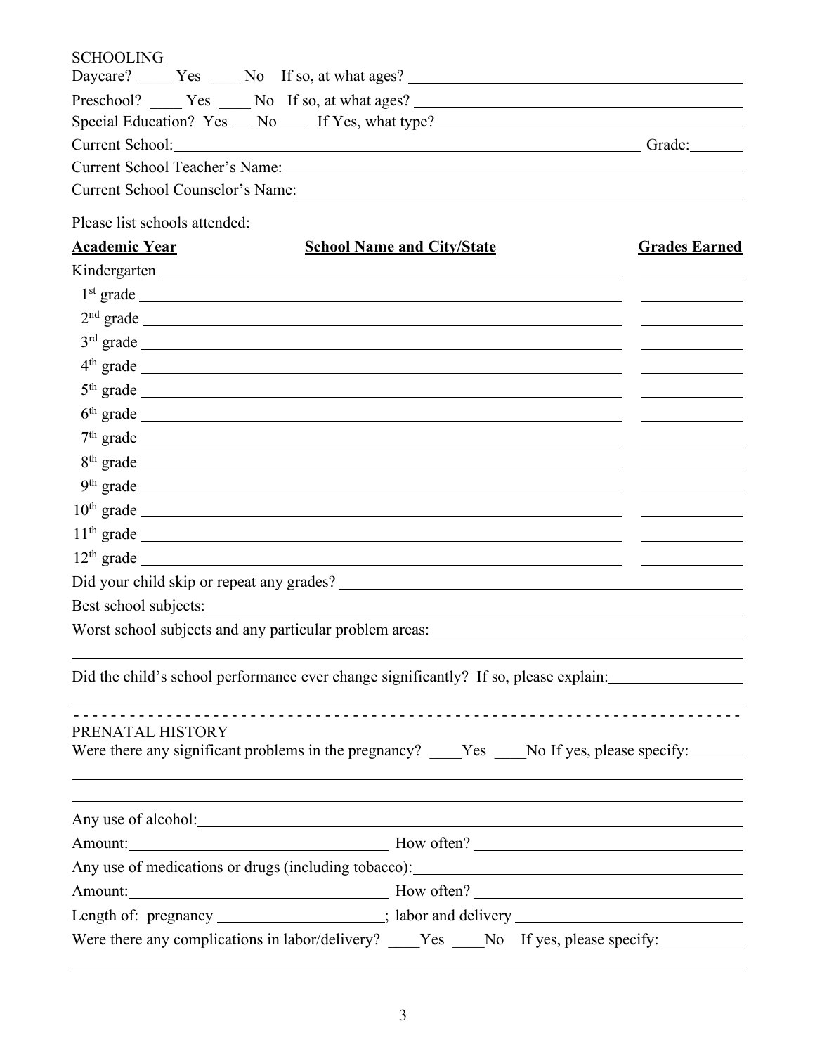SCHOOLING

Daycare? ____ Yes ____ No If so, at what ages? ______________________________

Preschool? ____ Yes ____ No If so, at what ages? ______________________________

Special Education? Yes ___ No ___ If Yes, what type? ______________________________

Current School: ______________________________ Grade: _______

Current School Teacher's Name: ______________________________

Current School Counselor's Name: ______________________________

Please list schools attended:

| Academic Year | School Name and City/State | Grades Earned |
|---|---|---|
| Kindergarten | | |
| 1st grade | | |
| 2nd grade | | |
| 3rd grade | | |
| 4th grade | | |
| 5th grade | | |
| 6th grade | | |
| 7th grade | | |
| 8th grade | | |
| 9th grade | | |
| 10th grade | | |
| 11th grade | | |
| 12th grade | | |

Did your child skip or repeat any grades? ______________________________

Best school subjects: ______________________________

Worst school subjects and any particular problem areas: ______________________________

______________________________

Did the child's school performance ever change significantly? If so, please explain: ______________________________

______________________________

- - - - - - - - - - - - - - - - - - - - - - - - - - - - - - - - - - - - - - - -

PRENATAL HISTORY

Were there any significant problems in the pregnancy? ____Yes ____No If yes, please specify: _______

______________________________

______________________________

Any use of alcohol: ______________________________

Amount: ______________________________ How often? ______________________________

Any use of medications or drugs (including tobacco): ______________________________

Amount: ______________________________ How often? ______________________________

Length of: pregnancy ____________________; labor and delivery ______________________________

Were there any complications in labor/delivery? ____Yes ____No If yes, please specify: __________

______________________________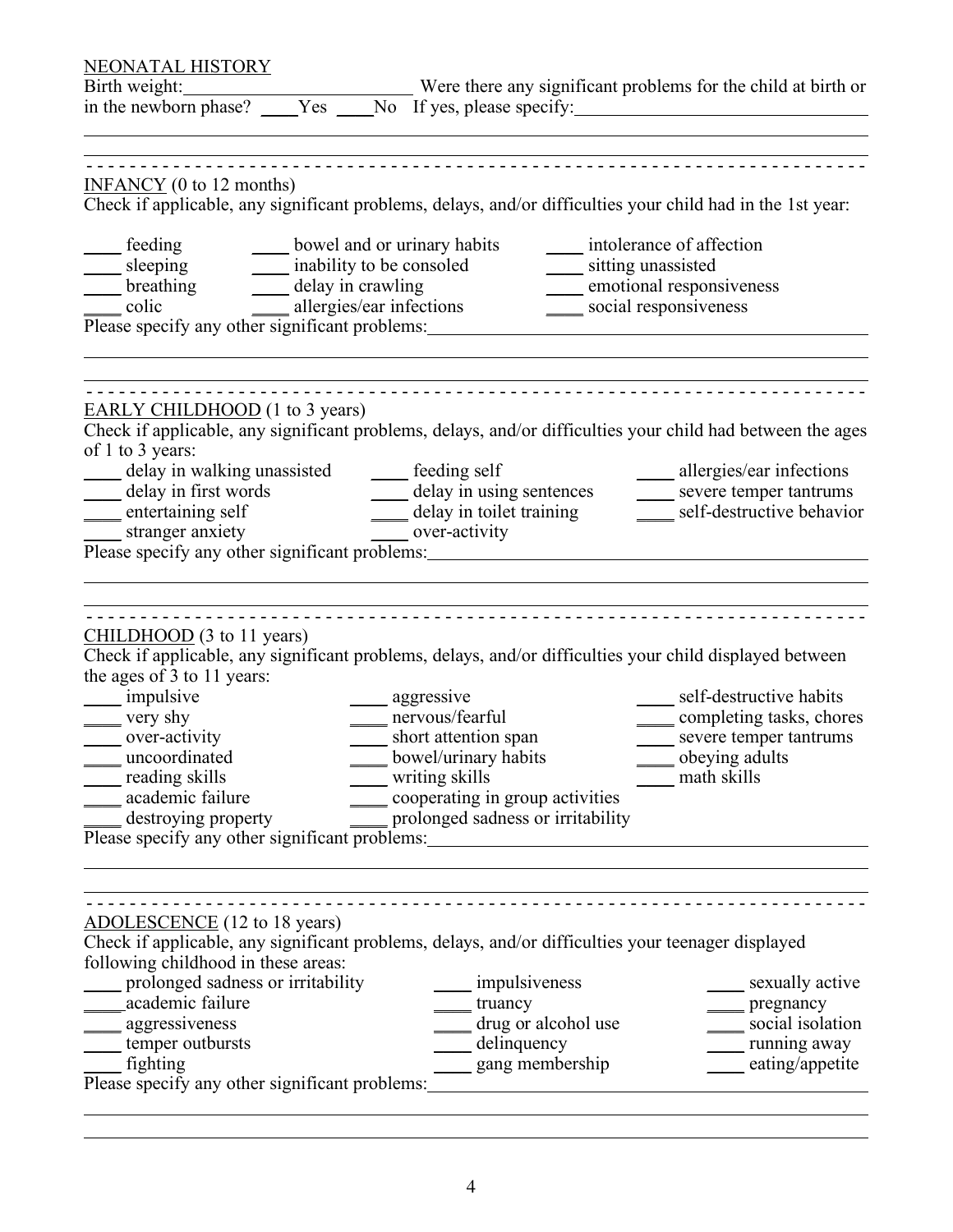NEONATAL HISTORY

Birth weight:________________________ Were there any significant problems for the child at birth or in the newborn phase? ____Yes ____No If yes, please specify:________________________________

______________________________________________________________________________

______________________________________________________________________________

INFANCY (0 to 12 months)

Check if applicable, any significant problems, delays, and/or difficulties your child had in the 1st year:

____ feeding
____ sleeping
____ breathing
____ colic
____ bowel and or urinary habits
____ inability to be consoled
____ delay in crawling
____ allergies/ear infections
____ intolerance of affection
____ sitting unassisted
____ emotional responsiveness
____ social responsiveness

Please specify any other significant problems:______________________________________________

______________________________________________________________________________

______________________________________________________________________________

EARLY CHILDHOOD (1 to 3 years)

Check if applicable, any significant problems, delays, and/or difficulties your child had between the ages of 1 to 3 years:

____ delay in walking unassisted
____ delay in first words
____ entertaining self
____ stranger anxiety
____ feeding self
____ delay in using sentences
____ delay in toilet training
____ over-activity
____ allergies/ear infections
____ severe temper tantrums
____ self-destructive behavior

Please specify any other significant problems:______________________________________________

______________________________________________________________________________

______________________________________________________________________________

CHILDHOOD (3 to 11 years)

Check if applicable, any significant problems, delays, and/or difficulties your child displayed between the ages of 3 to 11 years:

____ impulsive
____ very shy
____ over-activity
____ uncoordinated
____ reading skills
____ academic failure
____ destroying property
____ aggressive
____ nervous/fearful
____ short attention span
____ bowel/urinary habits
____ writing skills
____ cooperating in group activities
____ prolonged sadness or irritability
____ self-destructive habits
____ completing tasks, chores
____ severe temper tantrums
____ obeying adults
____ math skills

Please specify any other significant problems:______________________________________________

______________________________________________________________________________

______________________________________________________________________________

ADOLESCENCE (12 to 18 years)

Check if applicable, any significant problems, delays, and/or difficulties your teenager displayed following childhood in these areas:

____ prolonged sadness or irritability
____ academic failure
____ aggressiveness
____ temper outbursts
____ fighting
____ impulsiveness
____ truancy
____ drug or alcohol use
____ delinquency
____ gang membership
____ sexually active
____ pregnancy
____ social isolation
____ running away
____ eating/appetite

Please specify any other significant problems:______________________________________________

______________________________________________________________________________

______________________________________________________________________________